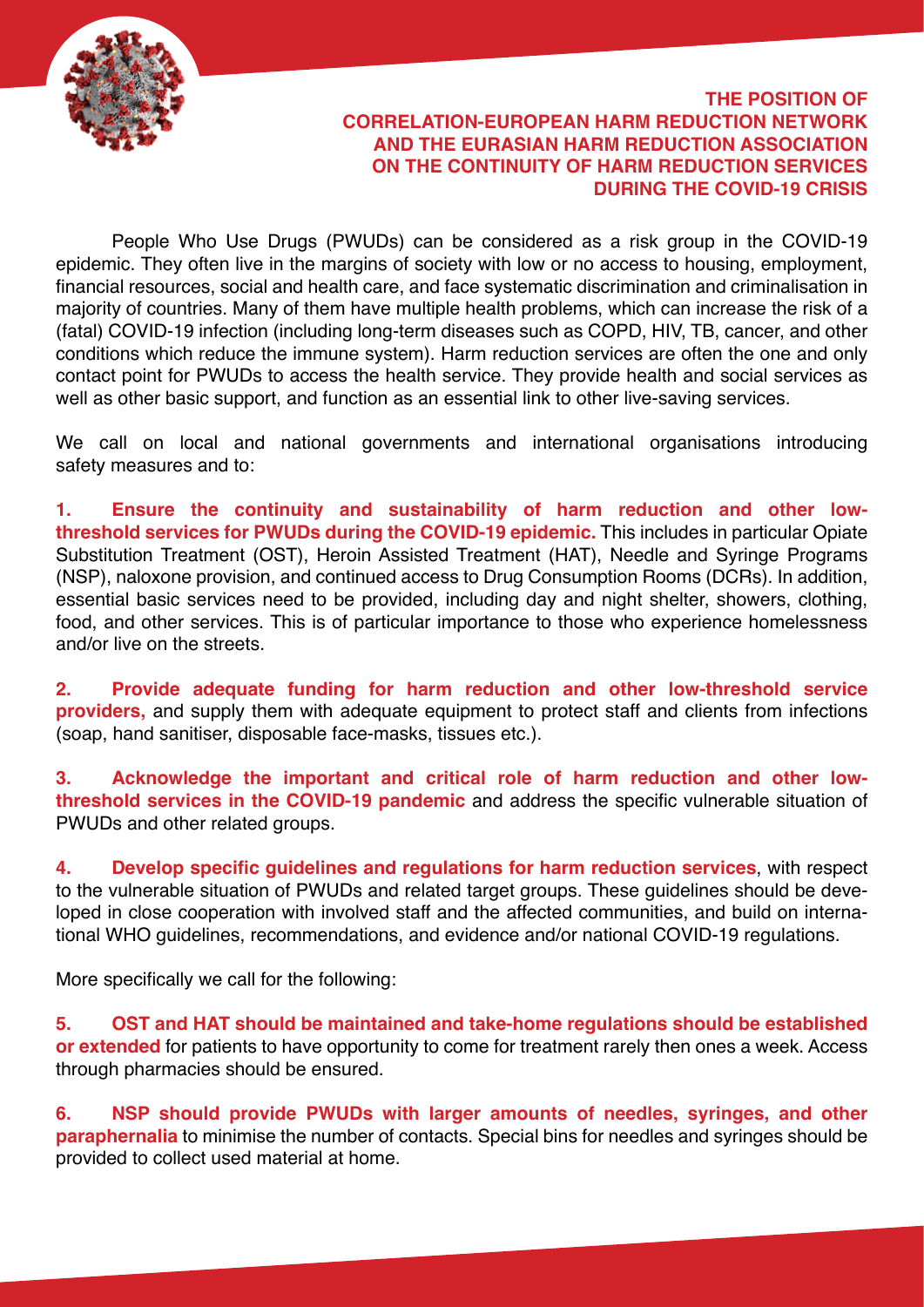# THE POSITION OF CORRELATION-EUROPEAN HARM REDUCTION NETWORK AND THE EURASIAN HARM REDUCTION ASSOCIATION ON THE CONTINUITY OF HARM REDUCTION SERVICES DURING THE COVID-19 CRISIS

People Who Use Drugs (PWUDs) can be considered as a risk group in the COVID-19 epidemic. They often live in the margins of society with low or no access to housing, employment, financial resources, social and health care, and face systematic discrimination and criminalisation in majority of countries. Many of them have multiple health problems, which can increase the risk of a (fatal) COVID-19 infection (including long-term diseases such as COPD, HIV, TB, cancer, and other conditions which reduce the immune system). Harm reduction services are often the one and only contact point for PWUDs to access the health service. They provide health and social services as well as other basic support, and function as an essential link to other live-saving services.

We call on local and national governments and international organisations introducing safety measures and to:

1. **Ensure the continuity and sustainability of harm reduction and other low-threshold services for PWUDs during the COVID-19 epidemic.** This includes in particular Opiate Substitution Treatment (OST), Heroin Assisted Treatment (HAT), Needle and Syringe Programs (NSP), naloxone provision, and continued access to Drug Consumption Rooms (DCRs). In addition, essential basic services need to be provided, including day and night shelter, showers, clothing, food, and other services. This is of particular importance to those who experience homelessness and/or live on the streets.

2. **Provide adequate funding for harm reduction and other low-threshold service providers,** and supply them with adequate equipment to protect staff and clients from infections (soap, hand sanitiser, disposable face-masks, tissues etc.).

3. **Acknowledge the important and critical role of harm reduction and other low-threshold services in the COVID-19 pandemic** and address the specific vulnerable situation of PWUDs and other related groups.

4. **Develop specific guidelines and regulations for harm reduction services**, with respect to the vulnerable situation of PWUDs and related target groups. These guidelines should be developed in close cooperation with involved staff and the affected communities, and build on international WHO guidelines, recommendations, and evidence and/or national COVID-19 regulations.

More specifically we call for the following:

5. **OST and HAT should be maintained and take-home regulations should be established or extended** for patients to have opportunity to come for treatment rarely then ones a week. Access through pharmacies should be ensured.

6. **NSP should provide PWUDs with larger amounts of needles, syringes, and other paraphernalia** to minimise the number of contacts. Special bins for needles and syringes should be provided to collect used material at home.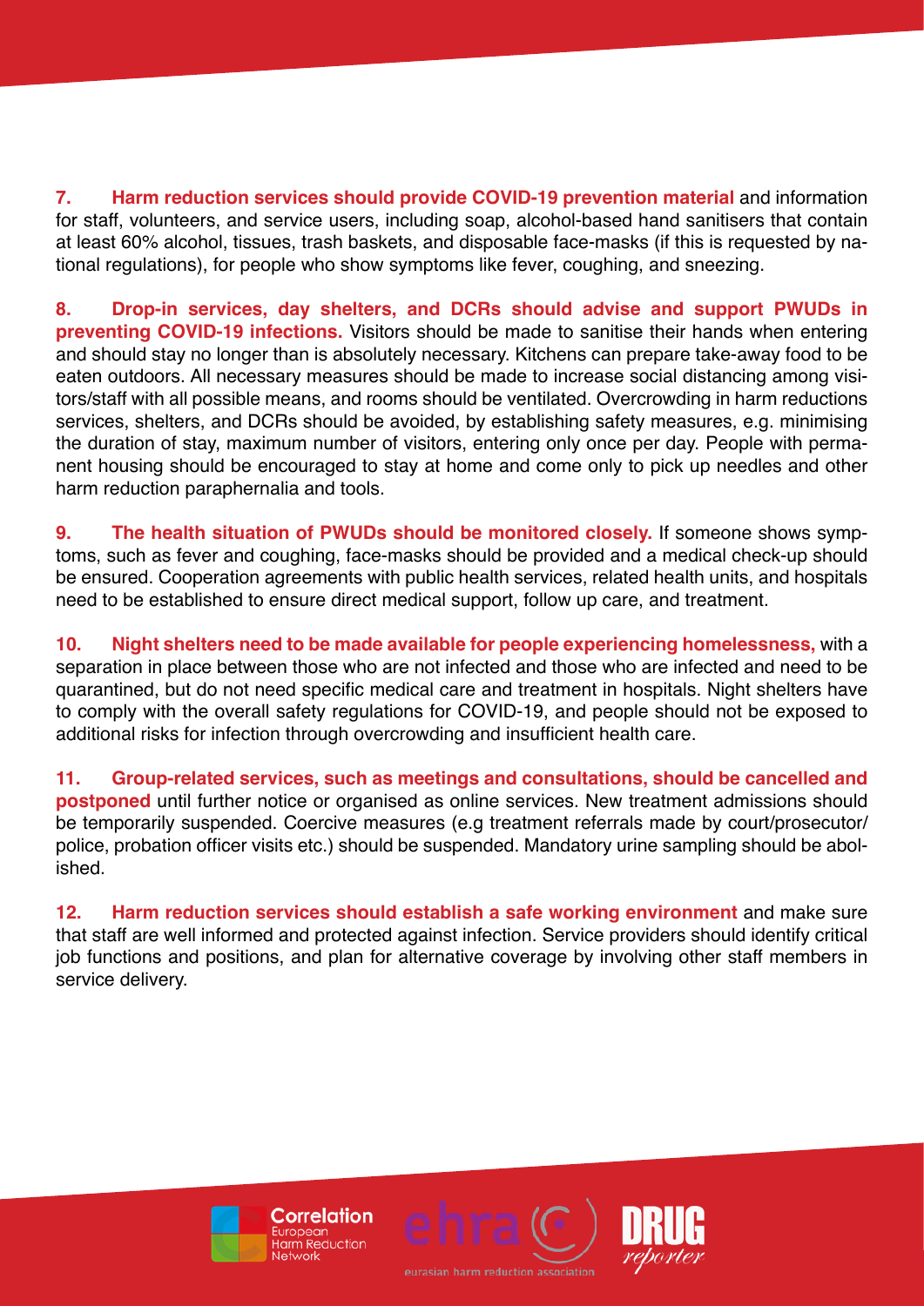**7. Harm reduction services should provide COVID-19 prevention material** and information for staff, volunteers, and service users, including soap, alcohol-based hand sanitisers that contain at least 60% alcohol, tissues, trash baskets, and disposable face-masks (if this is requested by national regulations), for people who show symptoms like fever, coughing, and sneezing.

**8. Drop-in services, day shelters, and DCRs should advise and support PWUDs in preventing COVID-19 infections.** Visitors should be made to sanitise their hands when entering and should stay no longer than is absolutely necessary. Kitchens can prepare take-away food to be eaten outdoors. All necessary measures should be made to increase social distancing among visitors/staff with all possible means, and rooms should be ventilated. Overcrowding in harm reductions services, shelters, and DCRs should be avoided, by establishing safety measures, e.g. minimising the duration of stay, maximum number of visitors, entering only once per day. People with permanent housing should be encouraged to stay at home and come only to pick up needles and other harm reduction paraphernalia and tools.

**9. The health situation of PWUDs should be monitored closely.** If someone shows symptoms, such as fever and coughing, face-masks should be provided and a medical check-up should be ensured. Cooperation agreements with public health services, related health units, and hospitals need to be established to ensure direct medical support, follow up care, and treatment.

**10. Night shelters need to be made available for people experiencing homelessness,** with a separation in place between those who are not infected and those who are infected and need to be quarantined, but do not need specific medical care and treatment in hospitals. Night shelters have to comply with the overall safety regulations for COVID-19, and people should not be exposed to additional risks for infection through overcrowding and insufficient health care.

**11. Group-related services, such as meetings and consultations, should be cancelled and postponed** until further notice or organised as online services. New treatment admissions should be temporarily suspended. Coercive measures (e.g treatment referrals made by court/prosecutor/police, probation officer visits etc.) should be suspended. Mandatory urine sampling should be abolished.

**12. Harm reduction services should establish a safe working environment** and make sure that staff are well informed and protected against infection. Service providers should identify critical job functions and positions, and plan for alternative coverage by involving other staff members in service delivery.

Correlation European Harm Reduction Network

ehra eurasian harm reduction association

DRUG reporter